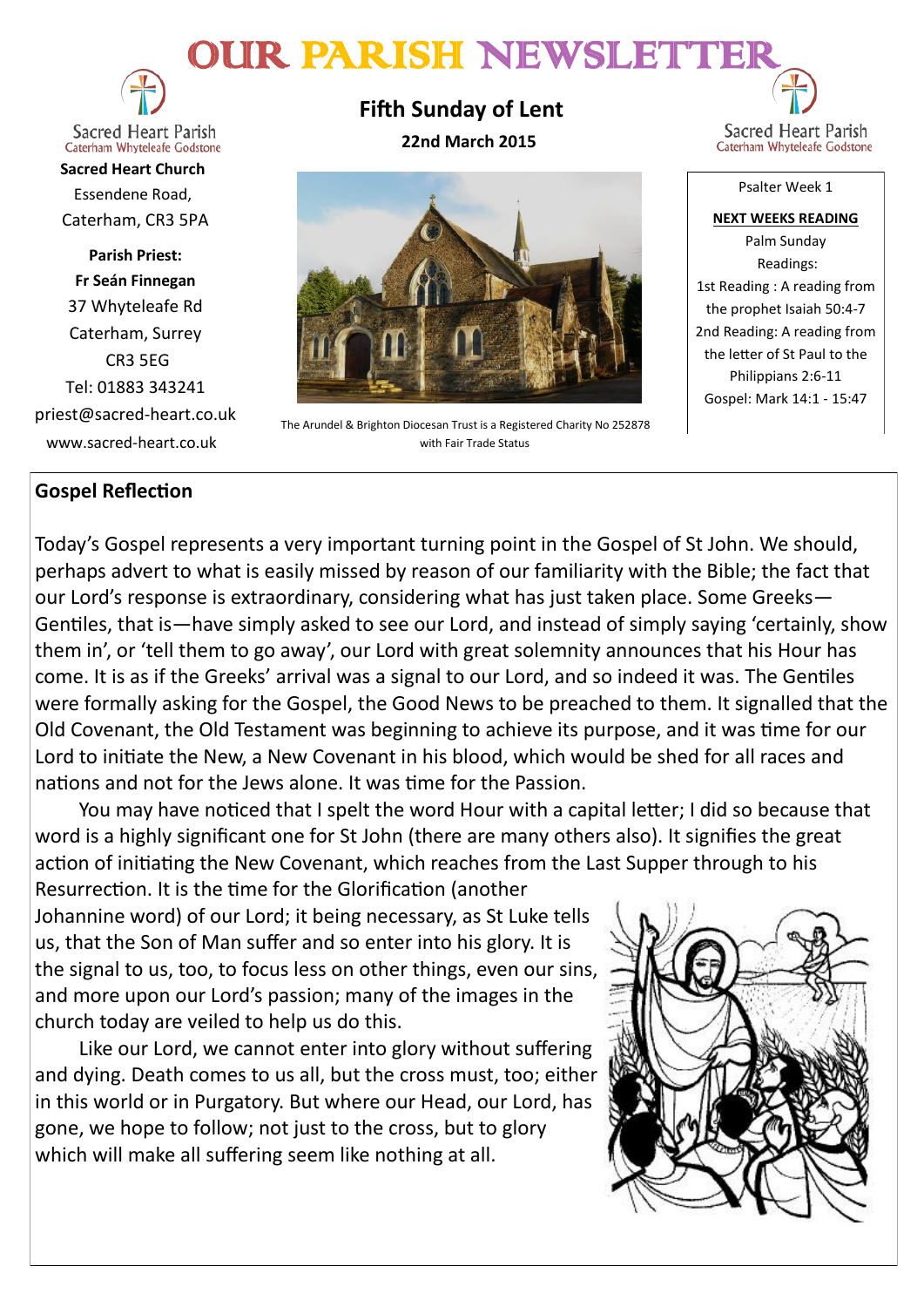# OUR PARISH NEWSLETTER

Sacred Heart Parish
Caterham Whyteleafe Godstone

**Sacred Heart Church**
Essendene Road,
Caterham, CR3 5PA

**Parish Priest:**
**Fr Seán Finnegan**
37 Whyteleafe Rd
Caterham, Surrey
CR3 5EG
Tel: 01883 343241
priest@sacred-heart.co.uk
www.sacred-heart.co.uk

## Fifth Sunday of Lent

**22nd March 2015**

The Arundel & Brighton Diocesan Trust is a Registered Charity No 252878 with Fair Trade Status

Psalter Week 1

**NEXT WEEKS READING**
Palm Sunday
Readings:
1st Reading : A reading from the prophet Isaiah 50:4-7
2nd Reading: A reading from the letter of St Paul to the Philippians 2:6-11
Gospel: Mark 14:1 - 15:47

## Gospel Reflection

Today's Gospel represents a very important turning point in the Gospel of St John. We should, perhaps advert to what is easily missed by reason of our familiarity with the Bible; the fact that our Lord's response is extraordinary, considering what has just taken place. Some Greeks—Gentiles, that is—have simply asked to see our Lord, and instead of simply saying 'certainly, show them in', or 'tell them to go away', our Lord with great solemnity announces that his Hour has come. It is as if the Greeks' arrival was a signal to our Lord, and so indeed it was. The Gentiles were formally asking for the Gospel, the Good News to be preached to them. It signalled that the Old Covenant, the Old Testament was beginning to achieve its purpose, and it was time for our Lord to initiate the New, a New Covenant in his blood, which would be shed for all races and nations and not for the Jews alone. It was time for the Passion.

You may have noticed that I spelt the word Hour with a capital letter; I did so because that word is a highly significant one for St John (there are many others also). It signifies the great action of initiating the New Covenant, which reaches from the Last Supper through to his Resurrection. It is the time for the Glorification (another Johannine word) of our Lord; it being necessary, as St Luke tells us, that the Son of Man suffer and so enter into his glory. It is the signal to us, too, to focus less on other things, even our sins, and more upon our Lord's passion; many of the images in the church today are veiled to help us do this.

Like our Lord, we cannot enter into glory without suffering and dying. Death comes to us all, but the cross must, too; either in this world or in Purgatory. But where our Head, our Lord, has gone, we hope to follow; not just to the cross, but to glory which will make all suffering seem like nothing at all.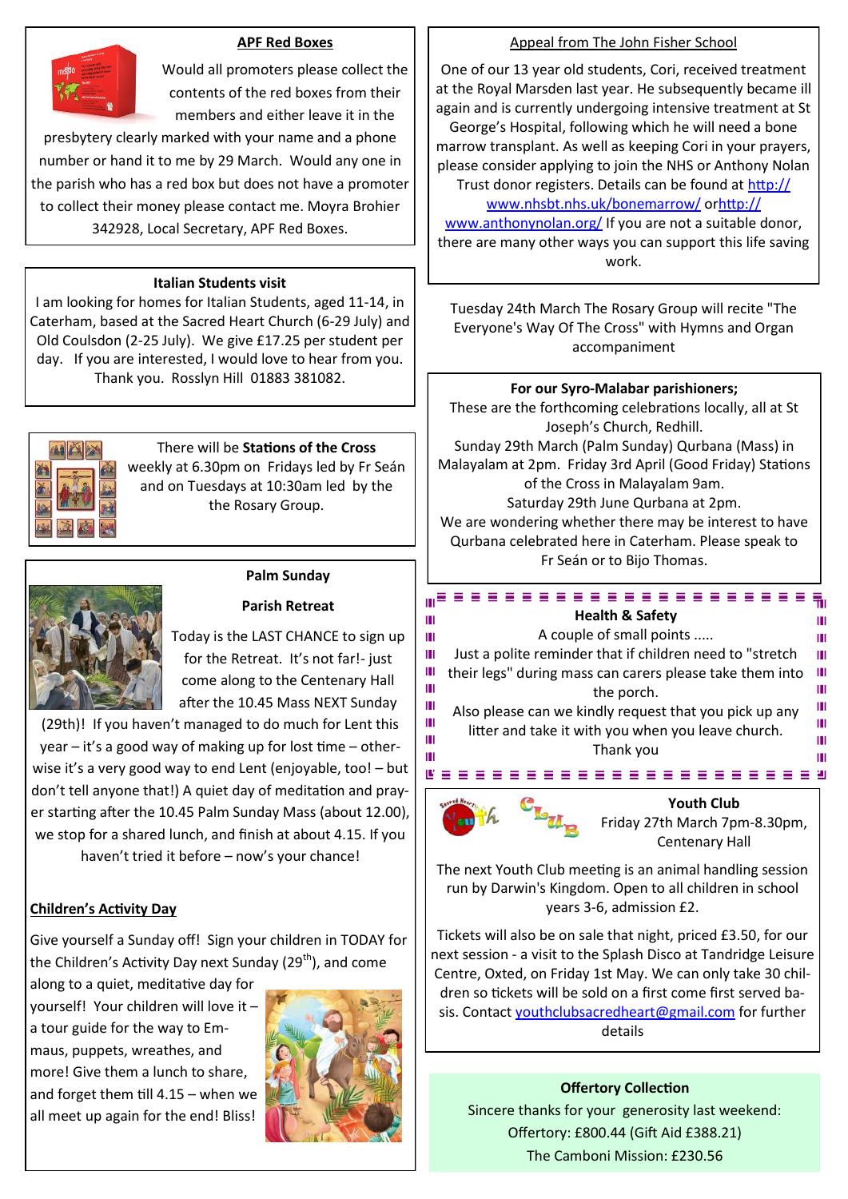## APF Red Boxes

Would all promoters please collect the contents of the red boxes from their members and either leave it in the presbytery clearly marked with your name and a phone number or hand it to me by 29 March. Would any one in the parish who has a red box but does not have a promoter to collect their money please contact me. Moyra Brohier 342928, Local Secretary, APF Red Boxes.

**Italian Students visit**

I am looking for homes for Italian Students, aged 11-14, in Caterham, based at the Sacred Heart Church (6-29 July) and Old Coulsdon (2-25 July). We give £17.25 per student per day. If you are interested, I would love to hear from you. Thank you. Rosslyn Hill 01883 381082.

There will be **Stations of the Cross** weekly at 6.30pm on Fridays led by Fr Seán and on Tuesdays at 10:30am led by the the Rosary Group.

**Palm Sunday**

**Parish Retreat**

Today is the LAST CHANCE to sign up for the Retreat. It's not far!- just come along to the Centenary Hall after the 10.45 Mass NEXT Sunday (29th)! If you haven't managed to do much for Lent this year – it's a good way of making up for lost time – otherwise it's a very good way to end Lent (enjoyable, too! – but don't tell anyone that!) A quiet day of meditation and prayer starting after the 10.45 Palm Sunday Mass (about 12.00), we stop for a shared lunch, and finish at about 4.15. If you haven't tried it before – now's your chance!

**Children's Activity Day**

Give yourself a Sunday off! Sign your children in TODAY for the Children's Activity Day next Sunday (29th), and come along to a quiet, meditative day for yourself! Your children will love it – a tour guide for the way to Emmaus, puppets, wreathes, and more! Give them a lunch to share, and forget them till 4.15 – when we all meet up again for the end! Bliss!

Appeal from The John Fisher School

One of our 13 year old students, Cori, received treatment at the Royal Marsden last year. He subsequently became ill again and is currently undergoing intensive treatment at St George's Hospital, following which he will need a bone marrow transplant. As well as keeping Cori in your prayers, please consider applying to join the NHS or Anthony Nolan Trust donor registers. Details can be found at http://www.nhsbt.nhs.uk/bonemarrow/ or http://www.anthonynolan.org/ If you are not a suitable donor, there are many other ways you can support this life saving work.

Tuesday 24th March The Rosary Group will recite "The Everyone's Way Of The Cross" with Hymns and Organ accompaniment

**For our Syro-Malabar parishioners;**

These are the forthcoming celebrations locally, all at St Joseph's Church, Redhill.

Sunday 29th March (Palm Sunday) Qurbana (Mass) in Malayalam at 2pm. Friday 3rd April (Good Friday) Stations of the Cross in Malayalam 9am.

Saturday 29th June Qurbana at 2pm.

We are wondering whether there may be interest to have Qurbana celebrated here in Caterham. Please speak to Fr Seán or to Bijo Thomas.

**Health & Safety**

A couple of small points .....

Just a polite reminder that if children need to "stretch their legs" during mass can carers please take them into the porch.

Also please can we kindly request that you pick up any litter and take it with you when you leave church.

Thank you

**Youth Club**

Friday 27th March 7pm-8.30pm, Centenary Hall

The next Youth Club meeting is an animal handling session run by Darwin's Kingdom. Open to all children in school years 3-6, admission £2.

Tickets will also be on sale that night, priced £3.50, for our next session - a visit to the Splash Disco at Tandridge Leisure Centre, Oxted, on Friday 1st May. We can only take 30 children so tickets will be sold on a first come first served basis. Contact youthclubsacredheart@gmail.com for further details

**Offertory Collection**

Sincere thanks for your generosity last weekend:

Offertory: £800.44 (Gift Aid £388.21)

The Camboni Mission: £230.56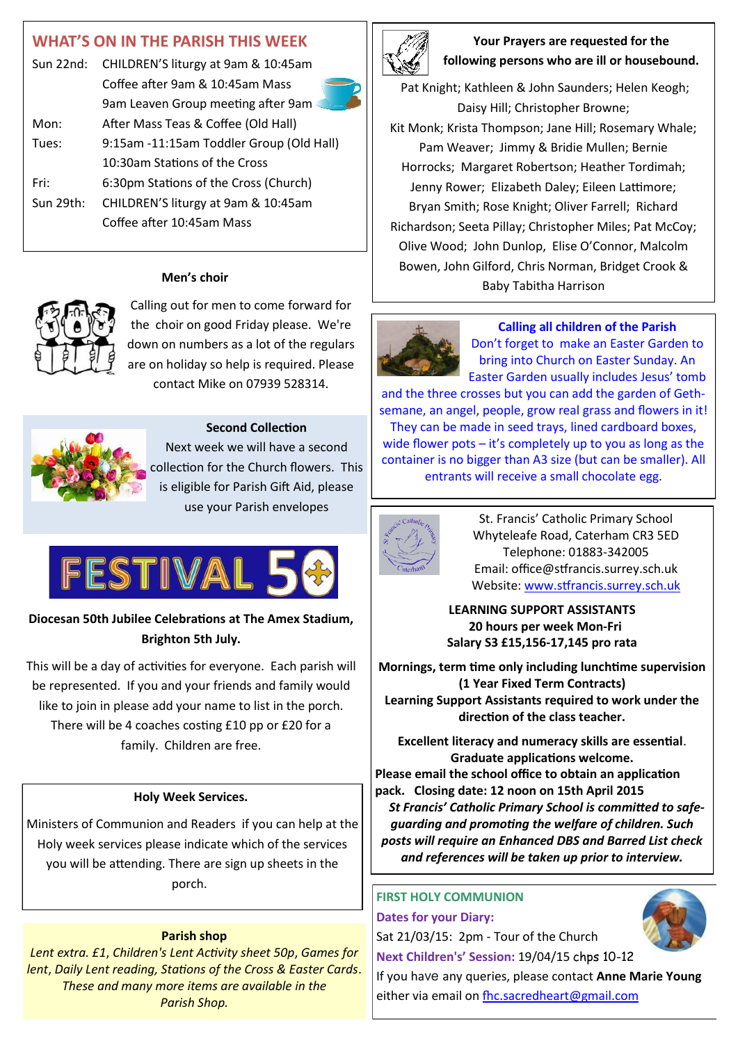## WHAT'S ON IN THE PARISH THIS WEEK

| | |
|---|---|
| Sun 22nd: | CHILDREN'S liturgy at 9am & 10:45am |
| | Coffee after 9am & 10:45am Mass |
| | 9am Leaven Group meeting after 9am |
| Mon: | After Mass Teas & Coffee (Old Hall) |
| Tues: | 9:15am -11:15am Toddler Group (Old Hall) |
| | 10:30am Stations of the Cross |
| Fri: | 6:30pm Stations of the Cross (Church) |
| Sun 29th: | CHILDREN'S liturgy at 9am & 10:45am |
| | Coffee after 10:45am Mass |

### Men's choir

Calling out for men to come forward for the choir on good Friday please. We're down on numbers as a lot of the regulars are on holiday so help is required. Please contact Mike on 07939 528314.

### Second Collection

Next week we will have a second collection for the Church flowers. This is eligible for Parish Gift Aid, please use your Parish envelopes

FESTIVAL 50

**Diocesan 50th Jubilee Celebrations at The Amex Stadium, Brighton 5th July.**

This will be a day of activities for everyone. Each parish will be represented. If you and your friends and family would like to join in please add your name to list in the porch. There will be 4 coaches costing £10 pp or £20 for a family. Children are free.

### Holy Week Services.

Ministers of Communion and Readers if you can help at the Holy week services please indicate which of the services you will be attending. There are sign up sheets in the porch.

### Parish shop

*Lent extra. £1, Children's Lent Activity sheet 50p, Games for lent, Daily Lent reading, Stations of the Cross & Easter Cards. These and many more items are available in the Parish Shop.*

### Your Prayers are requested for the following persons who are ill or housebound.

Pat Knight; Kathleen & John Saunders; Helen Keogh; Daisy Hill; Christopher Browne; Kit Monk; Krista Thompson; Jane Hill; Rosemary Whale; Pam Weaver; Jimmy & Bridie Mullen; Bernie Horrocks; Margaret Robertson; Heather Tordimah; Jenny Rower; Elizabeth Daley; Eileen Lattimore; Bryan Smith; Rose Knight; Oliver Farrell; Richard Richardson; Seeta Pillay; Christopher Miles; Pat McCoy; Olive Wood; John Dunlop, Elise O'Connor, Malcolm Bowen, John Gilford, Chris Norman, Bridget Crook & Baby Tabitha Harrison

### Calling all children of the Parish

Don't forget to make an Easter Garden to bring into Church on Easter Sunday. An Easter Garden usually includes Jesus' tomb and the three crosses but you can add the garden of Gethsemane, an angel, people, grow real grass and flowers in it! They can be made in seed trays, lined cardboard boxes, wide flower pots – it's completely up to you as long as the container is no bigger than A3 size (but can be smaller). All entrants will receive a small chocolate egg.

St. Francis' Catholic Primary School
Whyteleafe Road, Caterham CR3 5ED
Telephone: 01883-342005
Email: office@stfrancis.surrey.sch.uk
Website: www.stfrancis.surrey.sch.uk

**LEARNING SUPPORT ASSISTANTS**
**20 hours per week Mon-Fri**
**Salary S3 £15,156-17,145 pro rata**

**Mornings, term time only including lunchtime supervision (1 Year Fixed Term Contracts)**
**Learning Support Assistants required to work under the direction of the class teacher.**

**Excellent literacy and numeracy skills are essential.**
**Graduate applications welcome.**
**Please email the school office to obtain an application pack. Closing date: 12 noon on 15th April 2015**

***St Francis' Catholic Primary School is committed to safeguarding and promoting the welfare of children. Such posts will require an Enhanced DBS and Barred List check and references will be taken up prior to interview.***

### FIRST HOLY COMMUNION

**Dates for your Diary:**
Sat 21/03/15: 2pm - Tour of the Church
**Next Children's' Session:** 19/04/15 chps 10-12
If you have any queries, please contact **Anne Marie Young** either via email on fhc.sacredheart@gmail.com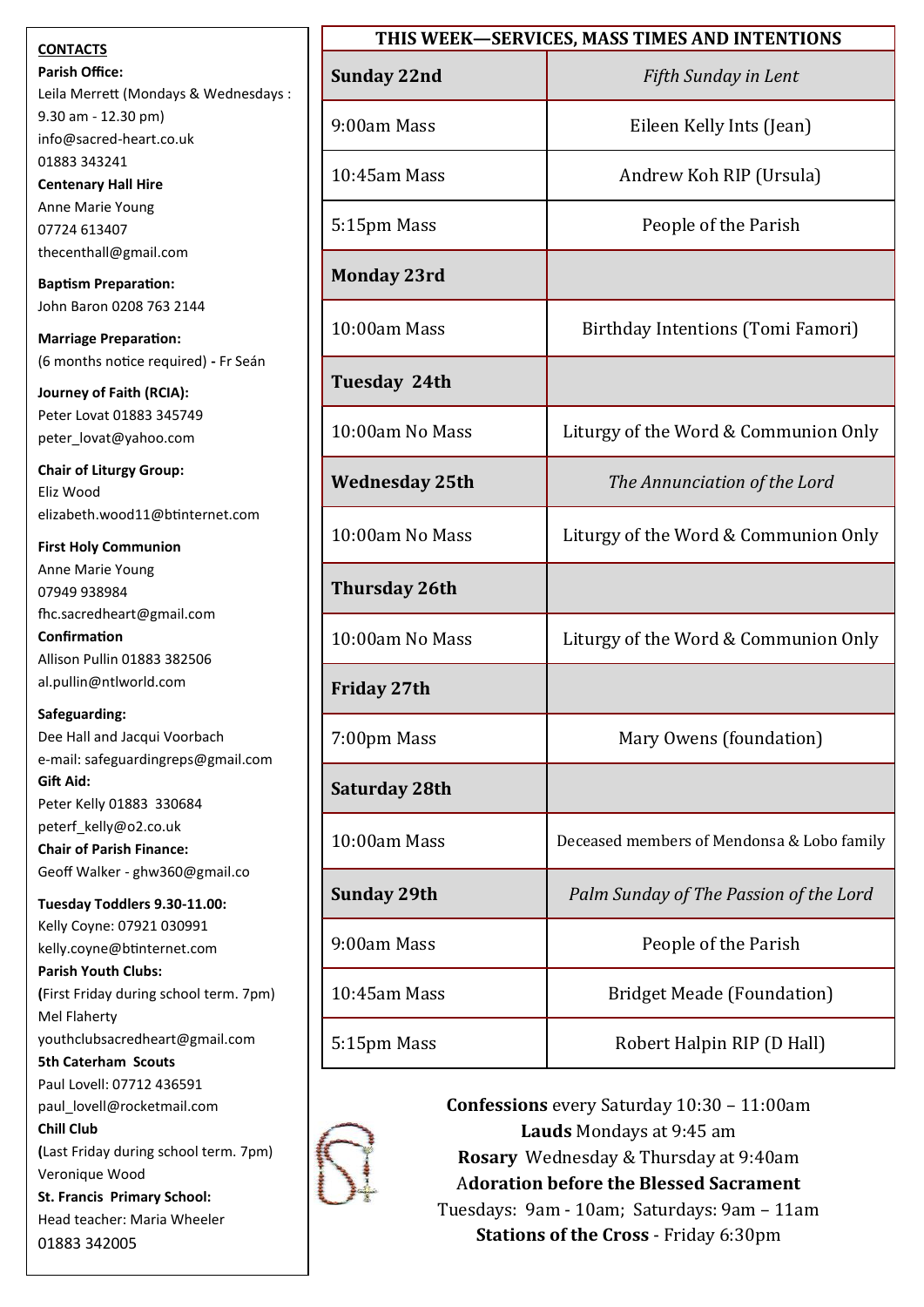**CONTACTS**

**Parish Office:**
Leila Merrett (Mondays & Wednesdays : 9.30 am - 12.30 pm)
info@sacred-heart.co.uk
01883 343241

**Centenary Hall Hire**
Anne Marie Young
07724 613407
thecenthall@gmail.com

**Baptism Preparation:**
John Baron 0208 763 2144

**Marriage Preparation:**
(6 months notice required) **-** Fr Seán

**Journey of Faith (RCIA):**
Peter Lovat 01883 345749
peter_lovat@yahoo.com

**Chair of Liturgy Group:**
Eliz Wood
elizabeth.wood11@btinternet.com

**First Holy Communion**
Anne Marie Young
07949 938984
fhc.sacredheart@gmail.com

**Confirmation**
Allison Pullin 01883 382506
al.pullin@ntlworld.com

**Safeguarding:**
Dee Hall and Jacqui Voorbach
e-mail: safeguardingreps@gmail.com

**Gift Aid:**
Peter Kelly 01883 330684
peterf_kelly@o2.co.uk

**Chair of Parish Finance:**
Geoff Walker - ghw360@gmail.co

**Tuesday Toddlers 9.30-11.00:**
Kelly Coyne: 07921 030991
kelly.coyne@btinternet.com

**Parish Youth Clubs:**
**(**First Friday during school term. 7pm)
Mel Flaherty
youthclubsacredheart@gmail.com

**5th Caterham Scouts**
Paul Lovell: 07712 436591
paul_lovell@rocketmail.com

**Chill Club**
**(**Last Friday during school term. 7pm)
Veronique Wood

**St. Francis Primary School:**
Head teacher: Maria Wheeler
01883 342005

## THIS WEEK—SERVICES, MASS TIMES AND INTENTIONS

| | |
|---|---|
| **Sunday 22nd** | *Fifth Sunday in Lent* |
| 9:00am Mass | Eileen Kelly Ints (Jean) |
| 10:45am Mass | Andrew Koh RIP (Ursula) |
| 5:15pm Mass | People of the Parish |
| **Monday 23rd** | |
| 10:00am Mass | Birthday Intentions (Tomi Famori) |
| **Tuesday 24th** | |
| 10:00am No Mass | Liturgy of the Word & Communion Only |
| **Wednesday 25th** | *The Annunciation of the Lord* |
| 10:00am No Mass | Liturgy of the Word & Communion Only |
| **Thursday 26th** | |
| 10:00am No Mass | Liturgy of the Word & Communion Only |
| **Friday 27th** | |
| 7:00pm Mass | Mary Owens (foundation) |
| **Saturday 28th** | |
| 10:00am Mass | Deceased members of Mendonsa & Lobo family |
| **Sunday 29th** | *Palm Sunday of The Passion of the Lord* |
| 9:00am Mass | People of the Parish |
| 10:45am Mass | Bridget Meade (Foundation) |
| 5:15pm Mass | Robert Halpin RIP (D Hall) |

**Confessions** every Saturday 10:30 – 11:00am
**Lauds** Mondays at 9:45 am
**Rosary** Wednesday & Thursday at 9:40am
**Adoration before the Blessed Sacrament**
Tuesdays: 9am - 10am; Saturdays: 9am – 11am
**Stations of the Cross** - Friday 6:30pm